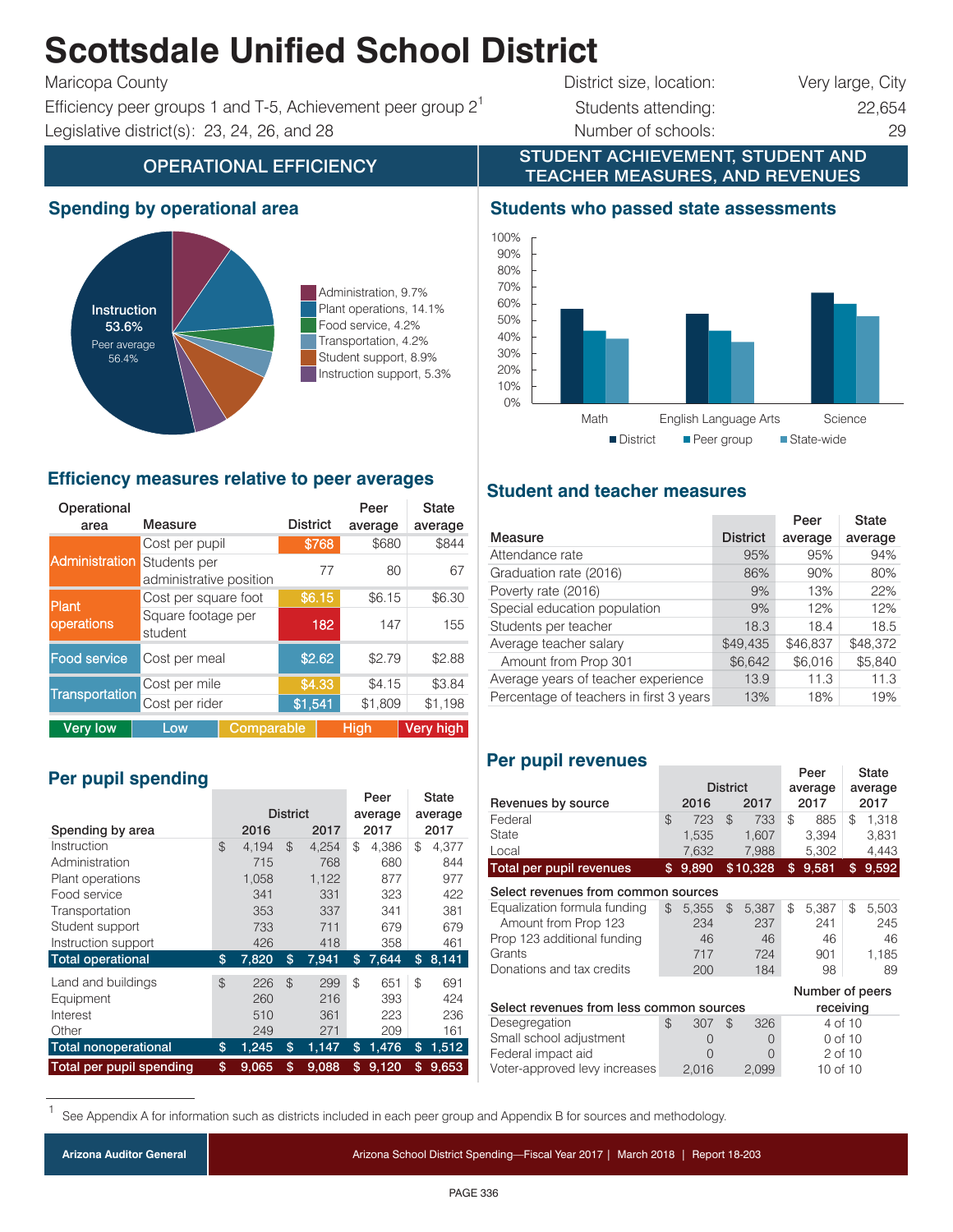# Scottsdale Unified School District

Maricopa County | District size, location: Very large, City
Efficiency peer groups 1 and T-5, Achievement peer group 2[1] | Students attending: 22,654
Legislative district(s): 23, 24, 26, and 28 | Number of schools: 29

## OPERATIONAL EFFICIENCY

### Spending by operational area

- Instruction 53.6% (Peer average 56.4%)
- Administration, 9.7%
- Plant operations, 14.1%
- Food service, 4.2%
- Transportation, 4.2%
- Student support, 8.9%
- Instruction support, 5.3%

### Efficiency measures relative to peer averages

| Operational area | Measure | District | Peer average | State average |
|---|---|---|---|---|
| Administration | Cost per pupil | $768 | $680 | $844 |
| | Students per administrative position | 77 | 80 | 67 |
| Plant operations | Cost per square foot | $6.15 | $6.15 | $6.30 |
| | Square footage per student | 182 | 147 | 155 |
| Food service | Cost per meal | $2.62 | $2.79 | $2.88 |
| Transportation | Cost per mile | $4.33 | $4.15 | $3.84 |
| | Cost per rider | $1,541 | $1,809 | $1,198 |

Legend: Very low | Low | Comparable | High | Very high

### Per pupil spending

| Spending by area | District 2016 | District 2017 | Peer average 2017 | State average 2017 |
|---|---|---|---|---|
| Instruction | $ 4,194 | $ 4,254 | $ 4,386 | $ 4,377 |
| Administration | 715 | 768 | 680 | 844 |
| Plant operations | 1,058 | 1,122 | 877 | 977 |
| Food service | 341 | 331 | 323 | 422 |
| Transportation | 353 | 337 | 341 | 381 |
| Student support | 733 | 711 | 679 | 679 |
| Instruction support | 426 | 418 | 358 | 461 |
| **Total operational** | **$ 7,820** | **$ 7,941** | **$ 7,644** | **$ 8,141** |
| Land and buildings | $ 226 | $ 299 | $ 651 | $ 691 |
| Equipment | 260 | 216 | 393 | 424 |
| Interest | 510 | 361 | 223 | 236 |
| Other | 249 | 271 | 209 | 161 |
| **Total nonoperational** | **$ 1,245** | **$ 1,147** | **$ 1,476** | **$ 1,512** |
| **Total per pupil spending** | **$ 9,065** | **$ 9,088** | **$ 9,120** | **$ 9,653** |

## STUDENT ACHIEVEMENT, STUDENT AND TEACHER MEASURES, AND REVENUES

### Students who passed state assessments

(Bar chart comparing District, Peer group, and State-wide pass rates for Math, English Language Arts, and Science.)

### Student and teacher measures

| Measure | District | Peer average | State average |
|---|---|---|---|
| Attendance rate | 95% | 95% | 94% |
| Graduation rate (2016) | 86% | 90% | 80% |
| Poverty rate (2016) | 9% | 13% | 22% |
| Special education population | 9% | 12% | 12% |
| Students per teacher | 18.3 | 18.4 | 18.5 |
| Average teacher salary | $49,435 | $46,837 | $48,372 |
| Amount from Prop 301 | $6,642 | $6,016 | $5,840 |
| Average years of teacher experience | 13.9 | 11.3 | 11.3 |
| Percentage of teachers in first 3 years | 13% | 18% | 19% |

### Per pupil revenues

| Revenues by source | District 2016 | District 2017 | Peer average 2017 | State average 2017 |
|---|---|---|---|---|
| Federal | $ 723 | $ 733 | $ 885 | $ 1,318 |
| State | 1,535 | 1,607 | 3,394 | 3,831 |
| Local | 7,632 | 7,988 | 5,302 | 4,443 |
| **Total per pupil revenues** | **$ 9,890** | **$ 10,328** | **$ 9,581** | **$ 9,592** |
| *Select revenues from common sources* | | | | |
| Equalization formula funding | $ 5,355 | $ 5,387 | $ 5,387 | $ 5,503 |
| Amount from Prop 123 | 234 | 237 | 241 | 245 |
| Prop 123 additional funding | 46 | 46 | 46 | 46 |
| Grants | 717 | 724 | 901 | 1,185 |
| Donations and tax credits | 200 | 184 | 98 | 89 |

| Select revenues from less common sources | District 2016 | District 2017 | Number of peers receiving |
|---|---|---|---|
| Desegregation | $ 307 | $ 326 | 4 of 10 |
| Small school adjustment | 0 | 0 | 0 of 10 |
| Federal impact aid | 0 | 0 | 2 of 10 |
| Voter-approved levy increases | 2,016 | 2,099 | 10 of 10 |

[1] See Appendix A for information such as districts included in each peer group and Appendix B for sources and methodology.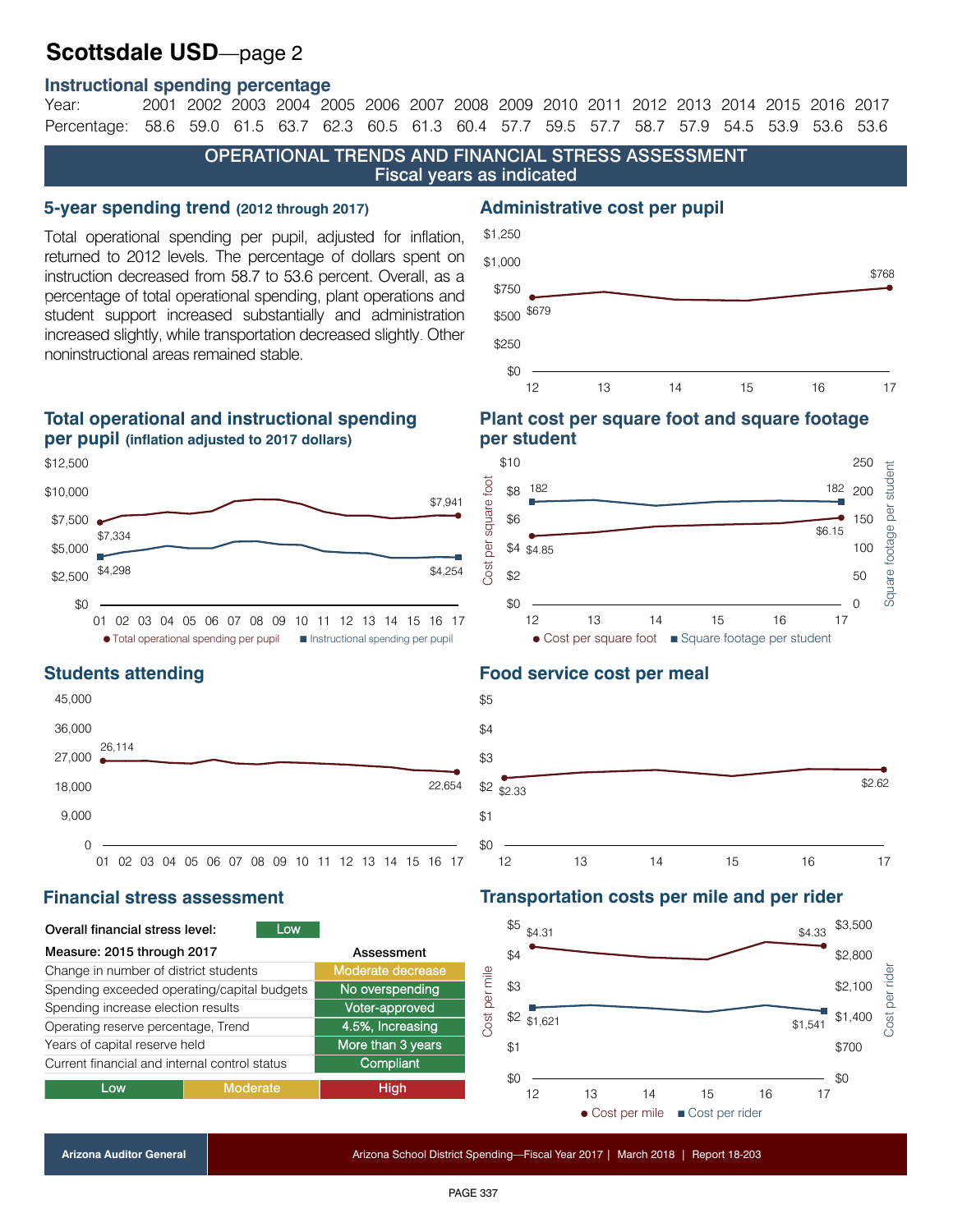# Scottsdale USD—page 2

### Instructional spending percentage

| Year: | 2001 | 2002 | 2003 | 2004 | 2005 | 2006 | 2007 | 2008 | 2009 | 2010 | 2011 | 2012 | 2013 | 2014 | 2015 | 2016 | 2017 |
|---|---|---|---|---|---|---|---|---|---|---|---|---|---|---|---|---|---|
| Percentage: | 58.6 | 59.0 | 61.5 | 63.7 | 62.3 | 60.5 | 61.3 | 60.4 | 57.7 | 59.5 | 57.7 | 58.7 | 57.9 | 54.5 | 53.9 | 53.6 | 53.6 |

## OPERATIONAL TRENDS AND FINANCIAL STRESS ASSESSMENT
Fiscal years as indicated

### 5-year spending trend (2012 through 2017)

Total operational spending per pupil, adjusted for inflation, returned to 2012 levels. The percentage of dollars spent on instruction decreased from 58.7 to 53.6 percent. Overall, as a percentage of total operational spending, plant operations and student support increased substantially and administration increased slightly, while transportation decreased slightly. Other noninstructional areas remained stable.

### Administrative cost per pupil

$1,250
$1,000
$750
$500
$250
$0
12 13 14 15 16 17
$679
$768

### Total operational and instructional spending per pupil (inflation adjusted to 2017 dollars)

$12,500
$10,000
$7,500
$5,000
$2,500
$0
01 02 03 04 05 06 07 08 09 10 11 12 13 14 15 16 17
$7,334
$7,941
$4,298
$4,254
● Total operational spending per pupil ■ Instructional spending per pupil

### Plant cost per square foot and square footage per student

Cost per square foot: $10 $8 $6 $4 $2 $0
Square footage per student: 250 200 150 100 50 0
12 13 14 15 16 17
182
182
$4.85
$6.15
● Cost per square foot ■ Square footage per student

### Students attending

45,000
36,000
27,000
18,000
9,000
0
01 02 03 04 05 06 07 08 09 10 11 12 13 14 15 16 17
26,114
22,654

### Food service cost per meal

$5
$4
$3
$2
$1
$0
12 13 14 15 16 17
$2.33
$2.62

### Financial stress assessment

**Overall financial stress level:** Low

| Measure: 2015 through 2017 | Assessment |
|---|---|
| Change in number of district students | Moderate decrease |
| Spending exceeded operating/capital budgets | No overspending |
| Spending increase election results | Voter-approved |
| Operating reserve percentage, Trend | 4.5%, Increasing |
| Years of capital reserve held | More than 3 years |
| Current financial and internal control status | Compliant |

Low | Moderate | High

### Transportation costs per mile and per rider

Cost per mile: $5 $4 $3 $2 $1 $0
Cost per rider: $3,500 $2,800 $2,100 $1,400 $700 $0
12 13 14 15 16 17
$4.31
$4.33
$1,621
$1,541
● Cost per mile ■ Cost per rider

Arizona Auditor General | Arizona School District Spending—Fiscal Year 2017 | March 2018 | Report 18-203